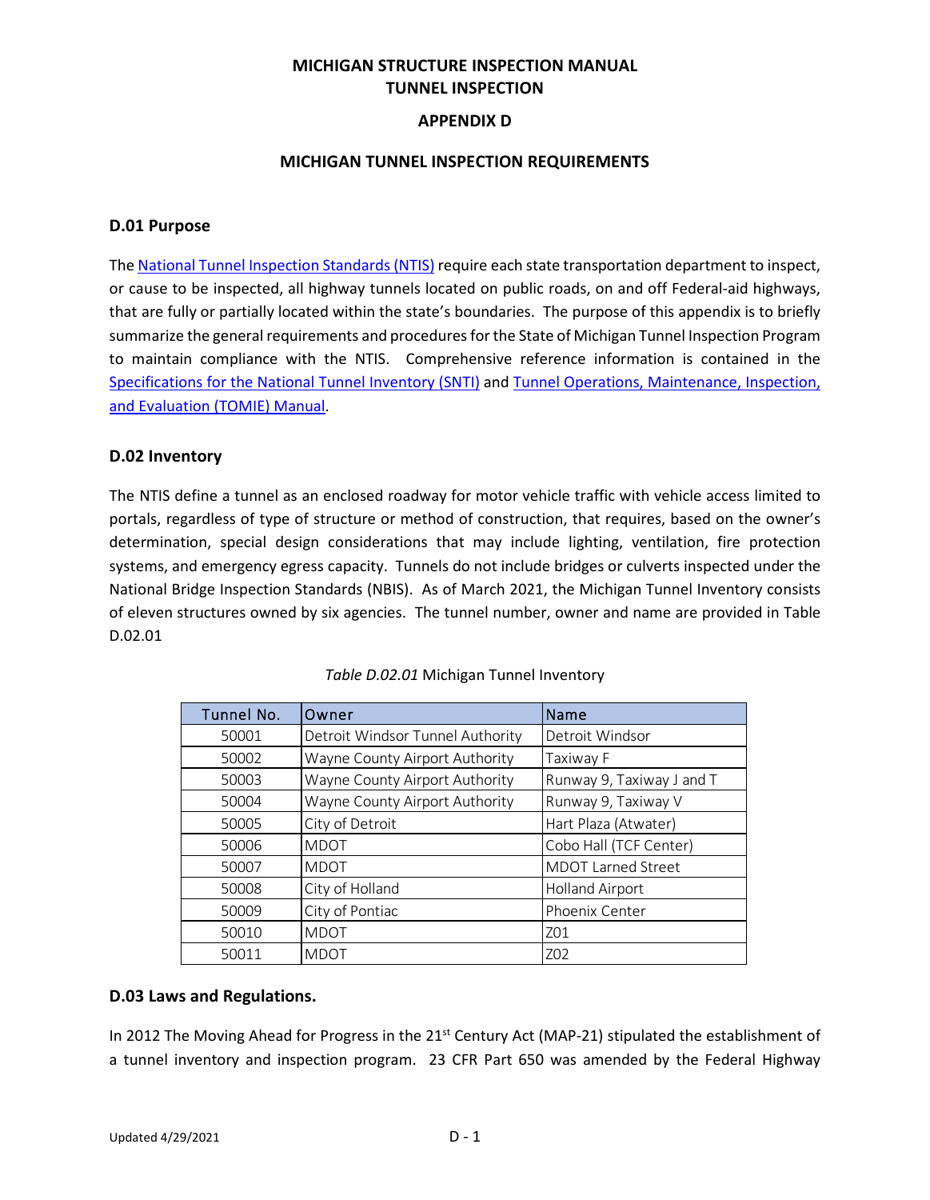# MICHIGAN STRUCTURE INSPECTION MANUAL
# TUNNEL INSPECTION

## APPENDIX D

## MICHIGAN TUNNEL INSPECTION REQUIREMENTS

### D.01 Purpose

The [National Tunnel Inspection Standards (NTIS)] require each state transportation department to inspect, or cause to be inspected, all highway tunnels located on public roads, on and off Federal-aid highways, that are fully or partially located within the state's boundaries. The purpose of this appendix is to briefly summarize the general requirements and procedures for the State of Michigan Tunnel Inspection Program to maintain compliance with the NTIS. Comprehensive reference information is contained in the [Specifications for the National Tunnel Inventory (SNTI)] and [Tunnel Operations, Maintenance, Inspection, and Evaluation (TOMIE) Manual].

### D.02 Inventory

The NTIS define a tunnel as an enclosed roadway for motor vehicle traffic with vehicle access limited to portals, regardless of type of structure or method of construction, that requires, based on the owner's determination, special design considerations that may include lighting, ventilation, fire protection systems, and emergency egress capacity. Tunnels do not include bridges or culverts inspected under the National Bridge Inspection Standards (NBIS). As of March 2021, the Michigan Tunnel Inventory consists of eleven structures owned by six agencies. The tunnel number, owner and name are provided in Table D.02.01

*Table D.02.01* Michigan Tunnel Inventory

| Tunnel No. | Owner | Name |
|---|---|---|
| 50001 | Detroit Windsor Tunnel Authority | Detroit Windsor |
| 50002 | Wayne County Airport Authority | Taxiway F |
| 50003 | Wayne County Airport Authority | Runway 9, Taxiway J and T |
| 50004 | Wayne County Airport Authority | Runway 9, Taxiway V |
| 50005 | City of Detroit | Hart Plaza (Atwater) |
| 50006 | MDOT | Cobo Hall (TCF Center) |
| 50007 | MDOT | MDOT Larned Street |
| 50008 | City of Holland | Holland Airport |
| 50009 | City of Pontiac | Phoenix Center |
| 50010 | MDOT | Z01 |
| 50011 | MDOT | Z02 |

### D.03 Laws and Regulations.

In 2012 The Moving Ahead for Progress in the 21st Century Act (MAP-21) stipulated the establishment of a tunnel inventory and inspection program. 23 CFR Part 650 was amended by the Federal Highway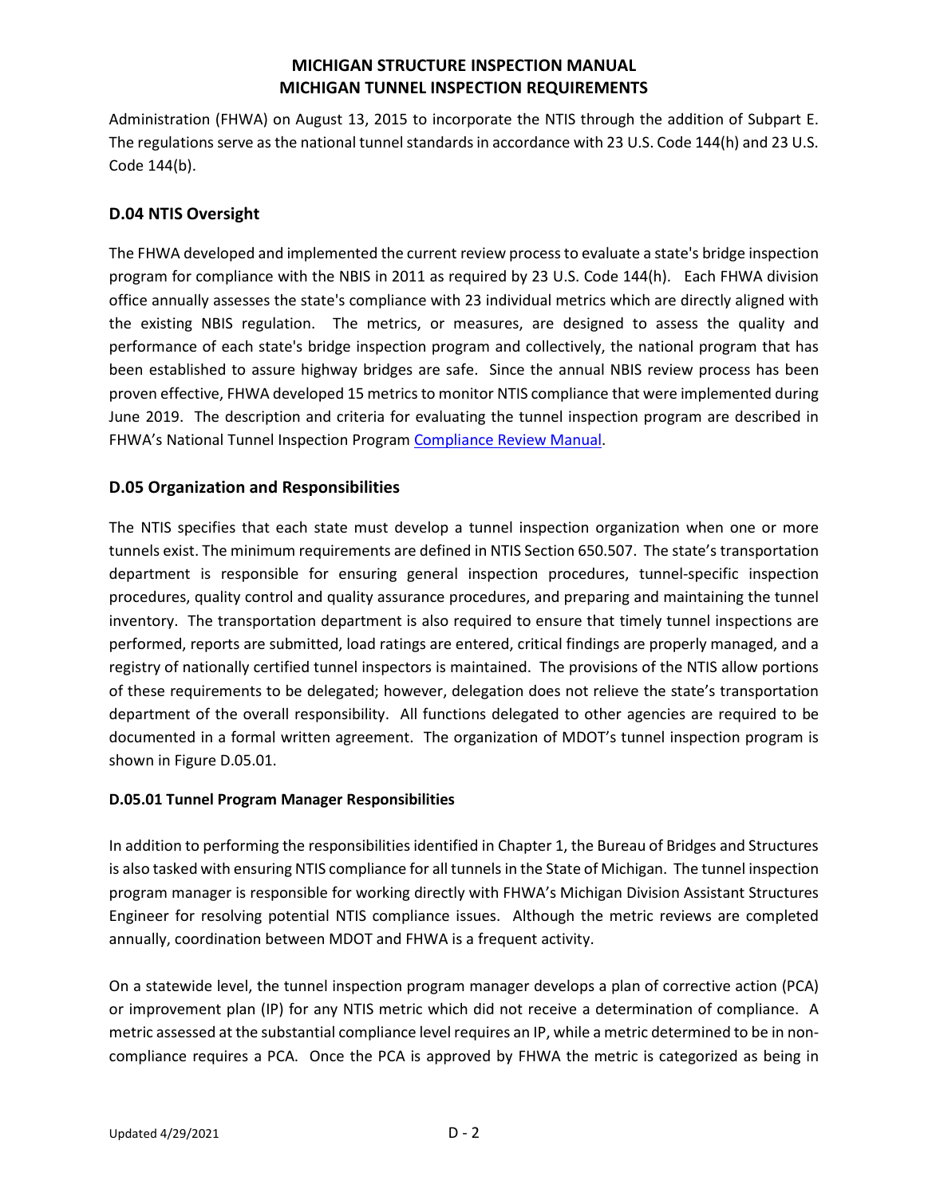Administration (FHWA) on August 13, 2015 to incorporate the NTIS through the addition of Subpart E. The regulations serve as the national tunnel standards in accordance with 23 U.S. Code 144(h) and 23 U.S. Code 144(b).

## D.04 NTIS Oversight

The FHWA developed and implemented the current review process to evaluate a state's bridge inspection program for compliance with the NBIS in 2011 as required by 23 U.S. Code 144(h). Each FHWA division office annually assesses the state's compliance with 23 individual metrics which are directly aligned with the existing NBIS regulation. The metrics, or measures, are designed to assess the quality and performance of each state's bridge inspection program and collectively, the national program that has been established to assure highway bridges are safe. Since the annual NBIS review process has been proven effective, FHWA developed 15 metrics to monitor NTIS compliance that were implemented during June 2019. The description and criteria for evaluating the tunnel inspection program are described in FHWA's National Tunnel Inspection Program Compliance Review Manual.

## D.05 Organization and Responsibilities

The NTIS specifies that each state must develop a tunnel inspection organization when one or more tunnels exist. The minimum requirements are defined in NTIS Section 650.507. The state's transportation department is responsible for ensuring general inspection procedures, tunnel-specific inspection procedures, quality control and quality assurance procedures, and preparing and maintaining the tunnel inventory. The transportation department is also required to ensure that timely tunnel inspections are performed, reports are submitted, load ratings are entered, critical findings are properly managed, and a registry of nationally certified tunnel inspectors is maintained. The provisions of the NTIS allow portions of these requirements to be delegated; however, delegation does not relieve the state's transportation department of the overall responsibility. All functions delegated to other agencies are required to be documented in a formal written agreement. The organization of MDOT's tunnel inspection program is shown in Figure D.05.01.

### D.05.01 Tunnel Program Manager Responsibilities

In addition to performing the responsibilities identified in Chapter 1, the Bureau of Bridges and Structures is also tasked with ensuring NTIS compliance for all tunnels in the State of Michigan. The tunnel inspection program manager is responsible for working directly with FHWA's Michigan Division Assistant Structures Engineer for resolving potential NTIS compliance issues. Although the metric reviews are completed annually, coordination between MDOT and FHWA is a frequent activity.

On a statewide level, the tunnel inspection program manager develops a plan of corrective action (PCA) or improvement plan (IP) for any NTIS metric which did not receive a determination of compliance. A metric assessed at the substantial compliance level requires an IP, while a metric determined to be in non-compliance requires a PCA. Once the PCA is approved by FHWA the metric is categorized as being in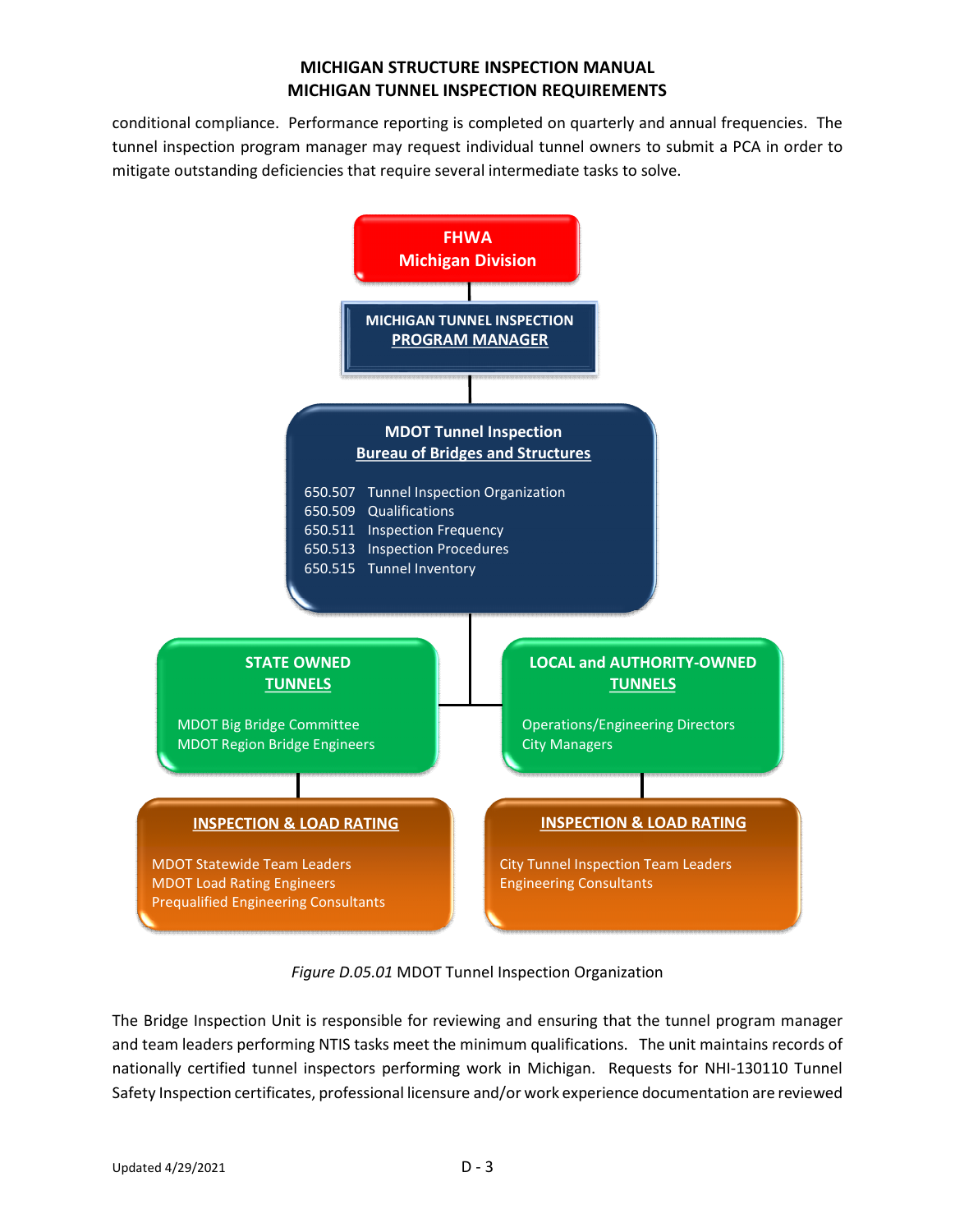conditional compliance. Performance reporting is completed on quarterly and annual frequencies. The tunnel inspection program manager may request individual tunnel owners to submit a PCA in order to mitigate outstanding deficiencies that require several intermediate tasks to solve.

**FHWA**
**Michigan Division**

**MICHIGAN TUNNEL INSPECTION**
**PROGRAM MANAGER**

**MDOT Tunnel Inspection**
**Bureau of Bridges and Structures**

650.507 Tunnel Inspection Organization
650.509 Qualifications
650.511 Inspection Frequency
650.513 Inspection Procedures
650.515 Tunnel Inventory

**STATE OWNED**
**TUNNELS**

MDOT Big Bridge Committee
MDOT Region Bridge Engineers

**INSPECTION & LOAD RATING**

MDOT Statewide Team Leaders
MDOT Load Rating Engineers
Prequalified Engineering Consultants

**LOCAL and AUTHORITY-OWNED**
**TUNNELS**

Operations/Engineering Directors
City Managers

**INSPECTION & LOAD RATING**

City Tunnel Inspection Team Leaders
Engineering Consultants

*Figure D.05.01* MDOT Tunnel Inspection Organization

The Bridge Inspection Unit is responsible for reviewing and ensuring that the tunnel program manager and team leaders performing NTIS tasks meet the minimum qualifications. The unit maintains records of nationally certified tunnel inspectors performing work in Michigan. Requests for NHI-130110 Tunnel Safety Inspection certificates, professional licensure and/or work experience documentation are reviewed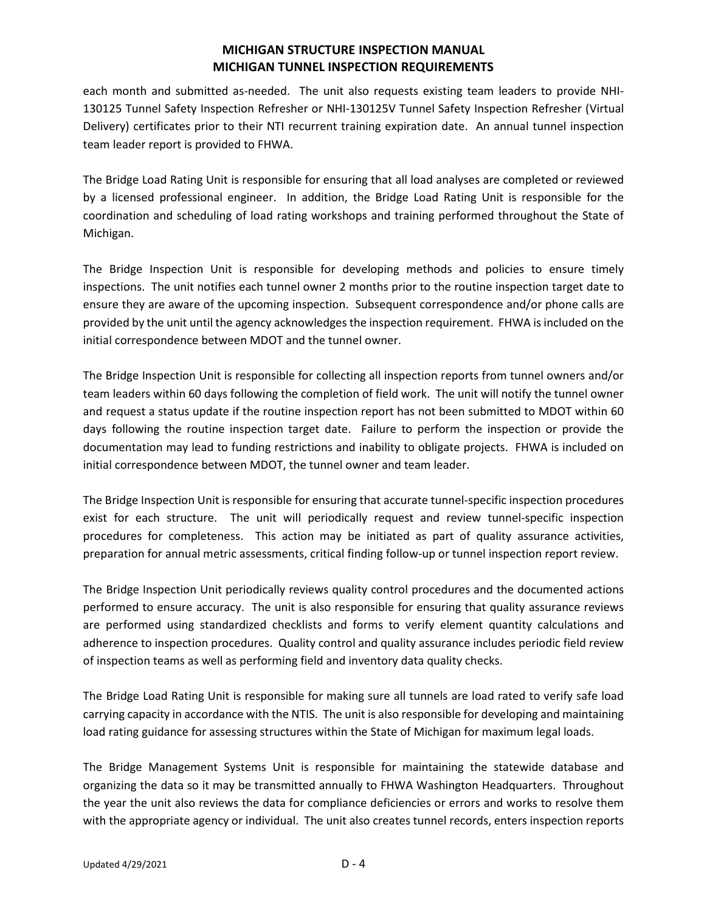each month and submitted as-needed. The unit also requests existing team leaders to provide NHI-130125 Tunnel Safety Inspection Refresher or NHI-130125V Tunnel Safety Inspection Refresher (Virtual Delivery) certificates prior to their NTI recurrent training expiration date. An annual tunnel inspection team leader report is provided to FHWA.

The Bridge Load Rating Unit is responsible for ensuring that all load analyses are completed or reviewed by a licensed professional engineer. In addition, the Bridge Load Rating Unit is responsible for the coordination and scheduling of load rating workshops and training performed throughout the State of Michigan.

The Bridge Inspection Unit is responsible for developing methods and policies to ensure timely inspections. The unit notifies each tunnel owner 2 months prior to the routine inspection target date to ensure they are aware of the upcoming inspection. Subsequent correspondence and/or phone calls are provided by the unit until the agency acknowledges the inspection requirement. FHWA is included on the initial correspondence between MDOT and the tunnel owner.

The Bridge Inspection Unit is responsible for collecting all inspection reports from tunnel owners and/or team leaders within 60 days following the completion of field work. The unit will notify the tunnel owner and request a status update if the routine inspection report has not been submitted to MDOT within 60 days following the routine inspection target date. Failure to perform the inspection or provide the documentation may lead to funding restrictions and inability to obligate projects. FHWA is included on initial correspondence between MDOT, the tunnel owner and team leader.

The Bridge Inspection Unit is responsible for ensuring that accurate tunnel-specific inspection procedures exist for each structure. The unit will periodically request and review tunnel-specific inspection procedures for completeness. This action may be initiated as part of quality assurance activities, preparation for annual metric assessments, critical finding follow-up or tunnel inspection report review.

The Bridge Inspection Unit periodically reviews quality control procedures and the documented actions performed to ensure accuracy. The unit is also responsible for ensuring that quality assurance reviews are performed using standardized checklists and forms to verify element quantity calculations and adherence to inspection procedures. Quality control and quality assurance includes periodic field review of inspection teams as well as performing field and inventory data quality checks.

The Bridge Load Rating Unit is responsible for making sure all tunnels are load rated to verify safe load carrying capacity in accordance with the NTIS. The unit is also responsible for developing and maintaining load rating guidance for assessing structures within the State of Michigan for maximum legal loads.

The Bridge Management Systems Unit is responsible for maintaining the statewide database and organizing the data so it may be transmitted annually to FHWA Washington Headquarters. Throughout the year the unit also reviews the data for compliance deficiencies or errors and works to resolve them with the appropriate agency or individual. The unit also creates tunnel records, enters inspection reports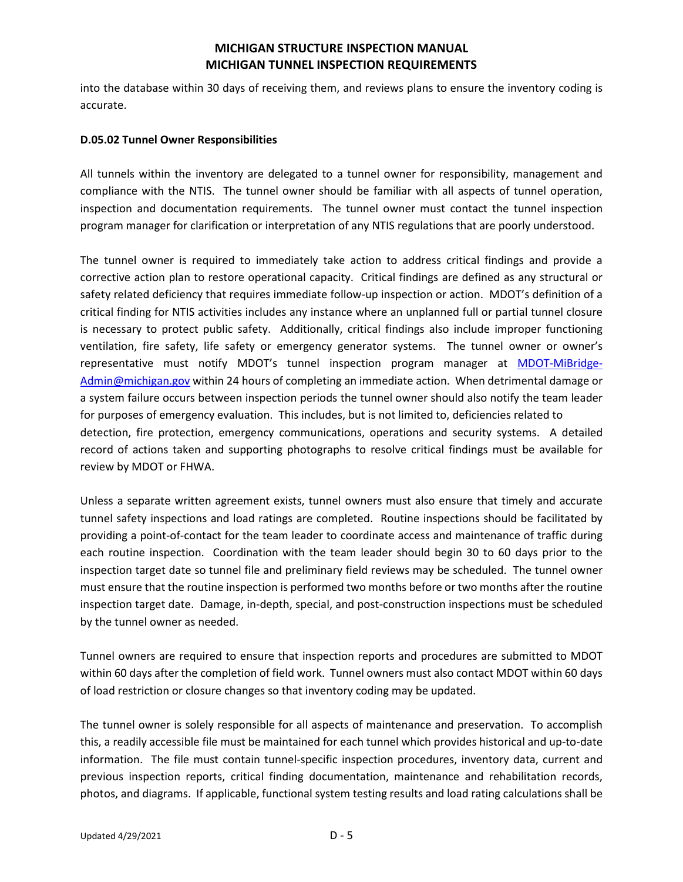into the database within 30 days of receiving them, and reviews plans to ensure the inventory coding is accurate.

**D.05.02 Tunnel Owner Responsibilities**

All tunnels within the inventory are delegated to a tunnel owner for responsibility, management and compliance with the NTIS. The tunnel owner should be familiar with all aspects of tunnel operation, inspection and documentation requirements. The tunnel owner must contact the tunnel inspection program manager for clarification or interpretation of any NTIS regulations that are poorly understood.

The tunnel owner is required to immediately take action to address critical findings and provide a corrective action plan to restore operational capacity. Critical findings are defined as any structural or safety related deficiency that requires immediate follow-up inspection or action. MDOT's definition of a critical finding for NTIS activities includes any instance where an unplanned full or partial tunnel closure is necessary to protect public safety. Additionally, critical findings also include improper functioning ventilation, fire safety, life safety or emergency generator systems. The tunnel owner or owner's representative must notify MDOT's tunnel inspection program manager at [MDOT-MiBridge-Admin@michigan.gov](mailto:MDOT-MiBridge-Admin@michigan.gov) within 24 hours of completing an immediate action. When detrimental damage or a system failure occurs between inspection periods the tunnel owner should also notify the team leader for purposes of emergency evaluation. This includes, but is not limited to, deficiencies related to detection, fire protection, emergency communications, operations and security systems. A detailed record of actions taken and supporting photographs to resolve critical findings must be available for review by MDOT or FHWA.

Unless a separate written agreement exists, tunnel owners must also ensure that timely and accurate tunnel safety inspections and load ratings are completed. Routine inspections should be facilitated by providing a point-of-contact for the team leader to coordinate access and maintenance of traffic during each routine inspection. Coordination with the team leader should begin 30 to 60 days prior to the inspection target date so tunnel file and preliminary field reviews may be scheduled. The tunnel owner must ensure that the routine inspection is performed two months before or two months after the routine inspection target date. Damage, in-depth, special, and post-construction inspections must be scheduled by the tunnel owner as needed.

Tunnel owners are required to ensure that inspection reports and procedures are submitted to MDOT within 60 days after the completion of field work. Tunnel owners must also contact MDOT within 60 days of load restriction or closure changes so that inventory coding may be updated.

The tunnel owner is solely responsible for all aspects of maintenance and preservation. To accomplish this, a readily accessible file must be maintained for each tunnel which provides historical and up-to-date information. The file must contain tunnel-specific inspection procedures, inventory data, current and previous inspection reports, critical finding documentation, maintenance and rehabilitation records, photos, and diagrams. If applicable, functional system testing results and load rating calculations shall be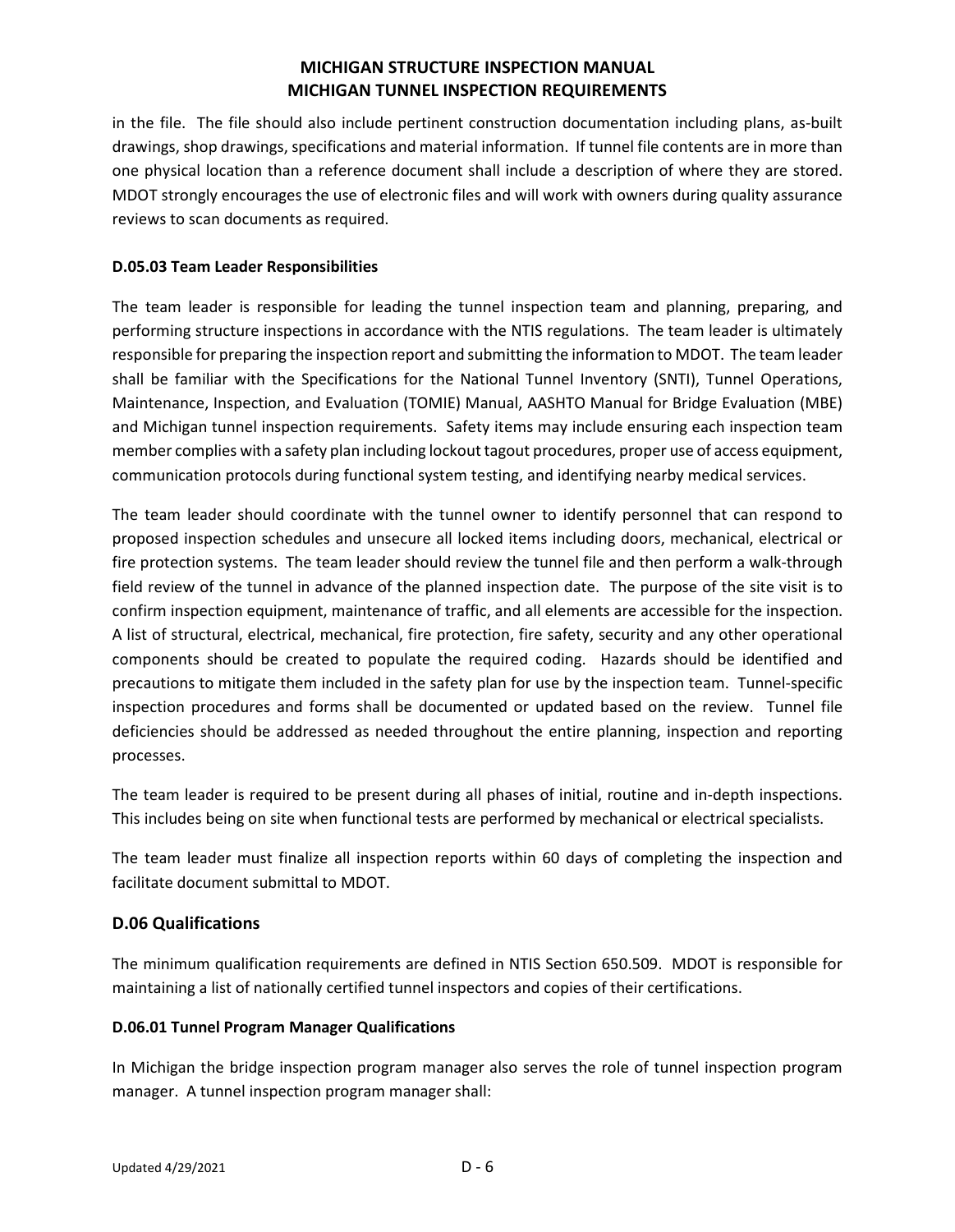in the file. The file should also include pertinent construction documentation including plans, as-built drawings, shop drawings, specifications and material information. If tunnel file contents are in more than one physical location than a reference document shall include a description of where they are stored. MDOT strongly encourages the use of electronic files and will work with owners during quality assurance reviews to scan documents as required.

### D.05.03 Team Leader Responsibilities

The team leader is responsible for leading the tunnel inspection team and planning, preparing, and performing structure inspections in accordance with the NTIS regulations. The team leader is ultimately responsible for preparing the inspection report and submitting the information to MDOT. The team leader shall be familiar with the Specifications for the National Tunnel Inventory (SNTI), Tunnel Operations, Maintenance, Inspection, and Evaluation (TOMIE) Manual, AASHTO Manual for Bridge Evaluation (MBE) and Michigan tunnel inspection requirements. Safety items may include ensuring each inspection team member complies with a safety plan including lockout tagout procedures, proper use of access equipment, communication protocols during functional system testing, and identifying nearby medical services.

The team leader should coordinate with the tunnel owner to identify personnel that can respond to proposed inspection schedules and unsecure all locked items including doors, mechanical, electrical or fire protection systems. The team leader should review the tunnel file and then perform a walk-through field review of the tunnel in advance of the planned inspection date. The purpose of the site visit is to confirm inspection equipment, maintenance of traffic, and all elements are accessible for the inspection. A list of structural, electrical, mechanical, fire protection, fire safety, security and any other operational components should be created to populate the required coding. Hazards should be identified and precautions to mitigate them included in the safety plan for use by the inspection team. Tunnel-specific inspection procedures and forms shall be documented or updated based on the review. Tunnel file deficiencies should be addressed as needed throughout the entire planning, inspection and reporting processes.

The team leader is required to be present during all phases of initial, routine and in-depth inspections. This includes being on site when functional tests are performed by mechanical or electrical specialists.

The team leader must finalize all inspection reports within 60 days of completing the inspection and facilitate document submittal to MDOT.

## D.06 Qualifications

The minimum qualification requirements are defined in NTIS Section 650.509. MDOT is responsible for maintaining a list of nationally certified tunnel inspectors and copies of their certifications.

### D.06.01 Tunnel Program Manager Qualifications

In Michigan the bridge inspection program manager also serves the role of tunnel inspection program manager. A tunnel inspection program manager shall: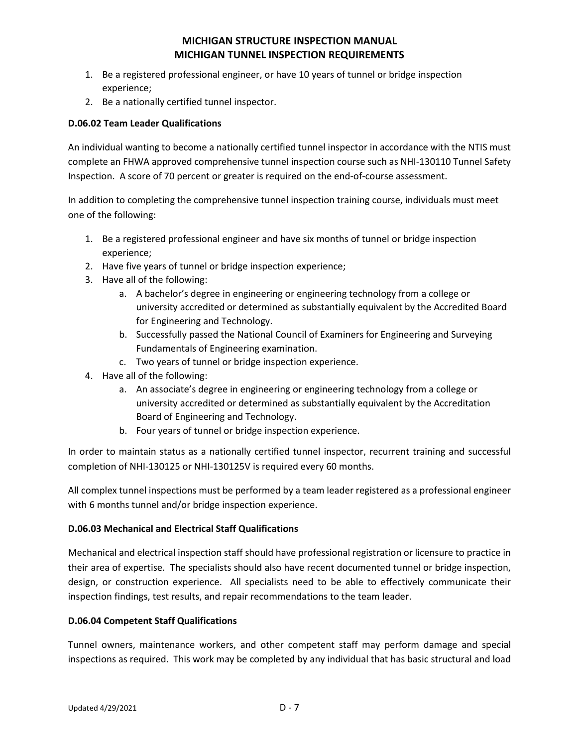1. Be a registered professional engineer, or have 10 years of tunnel or bridge inspection experience;
2. Be a nationally certified tunnel inspector.

**D.06.02 Team Leader Qualifications**

An individual wanting to become a nationally certified tunnel inspector in accordance with the NTIS must complete an FHWA approved comprehensive tunnel inspection course such as NHI-130110 Tunnel Safety Inspection. A score of 70 percent or greater is required on the end-of-course assessment.

In addition to completing the comprehensive tunnel inspection training course, individuals must meet one of the following:

1. Be a registered professional engineer and have six months of tunnel or bridge inspection experience;
2. Have five years of tunnel or bridge inspection experience;
3. Have all of the following:
   a. A bachelor's degree in engineering or engineering technology from a college or university accredited or determined as substantially equivalent by the Accredited Board for Engineering and Technology.
   b. Successfully passed the National Council of Examiners for Engineering and Surveying Fundamentals of Engineering examination.
   c. Two years of tunnel or bridge inspection experience.
4. Have all of the following:
   a. An associate's degree in engineering or engineering technology from a college or university accredited or determined as substantially equivalent by the Accreditation Board of Engineering and Technology.
   b. Four years of tunnel or bridge inspection experience.

In order to maintain status as a nationally certified tunnel inspector, recurrent training and successful completion of NHI-130125 or NHI-130125V is required every 60 months.

All complex tunnel inspections must be performed by a team leader registered as a professional engineer with 6 months tunnel and/or bridge inspection experience.

**D.06.03 Mechanical and Electrical Staff Qualifications**

Mechanical and electrical inspection staff should have professional registration or licensure to practice in their area of expertise. The specialists should also have recent documented tunnel or bridge inspection, design, or construction experience. All specialists need to be able to effectively communicate their inspection findings, test results, and repair recommendations to the team leader.

**D.06.04 Competent Staff Qualifications**

Tunnel owners, maintenance workers, and other competent staff may perform damage and special inspections as required. This work may be completed by any individual that has basic structural and load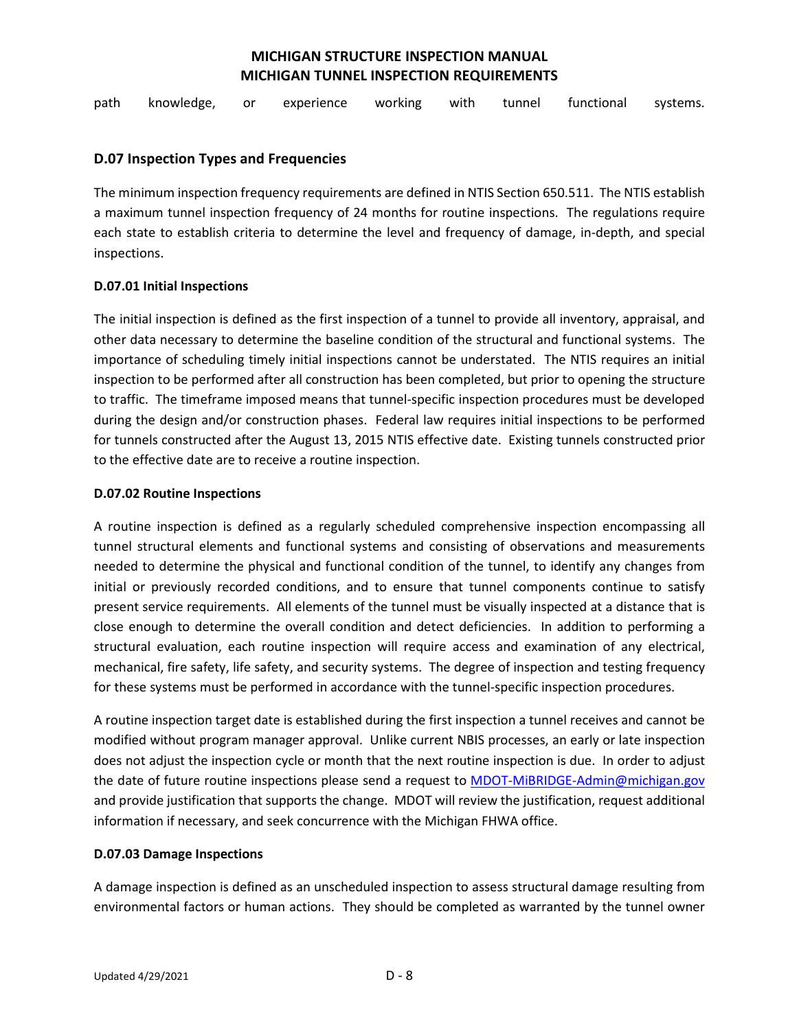path knowledge, or experience working with tunnel functional systems.

## D.07 Inspection Types and Frequencies

The minimum inspection frequency requirements are defined in NTIS Section 650.511. The NTIS establish a maximum tunnel inspection frequency of 24 months for routine inspections. The regulations require each state to establish criteria to determine the level and frequency of damage, in-depth, and special inspections.

### D.07.01 Initial Inspections

The initial inspection is defined as the first inspection of a tunnel to provide all inventory, appraisal, and other data necessary to determine the baseline condition of the structural and functional systems. The importance of scheduling timely initial inspections cannot be understated. The NTIS requires an initial inspection to be performed after all construction has been completed, but prior to opening the structure to traffic. The timeframe imposed means that tunnel-specific inspection procedures must be developed during the design and/or construction phases. Federal law requires initial inspections to be performed for tunnels constructed after the August 13, 2015 NTIS effective date. Existing tunnels constructed prior to the effective date are to receive a routine inspection.

### D.07.02 Routine Inspections

A routine inspection is defined as a regularly scheduled comprehensive inspection encompassing all tunnel structural elements and functional systems and consisting of observations and measurements needed to determine the physical and functional condition of the tunnel, to identify any changes from initial or previously recorded conditions, and to ensure that tunnel components continue to satisfy present service requirements. All elements of the tunnel must be visually inspected at a distance that is close enough to determine the overall condition and detect deficiencies. In addition to performing a structural evaluation, each routine inspection will require access and examination of any electrical, mechanical, fire safety, life safety, and security systems. The degree of inspection and testing frequency for these systems must be performed in accordance with the tunnel-specific inspection procedures.

A routine inspection target date is established during the first inspection a tunnel receives and cannot be modified without program manager approval. Unlike current NBIS processes, an early or late inspection does not adjust the inspection cycle or month that the next routine inspection is due. In order to adjust the date of future routine inspections please send a request to MDOT-MiBRIDGE-Admin@michigan.gov and provide justification that supports the change. MDOT will review the justification, request additional information if necessary, and seek concurrence with the Michigan FHWA office.

### D.07.03 Damage Inspections

A damage inspection is defined as an unscheduled inspection to assess structural damage resulting from environmental factors or human actions. They should be completed as warranted by the tunnel owner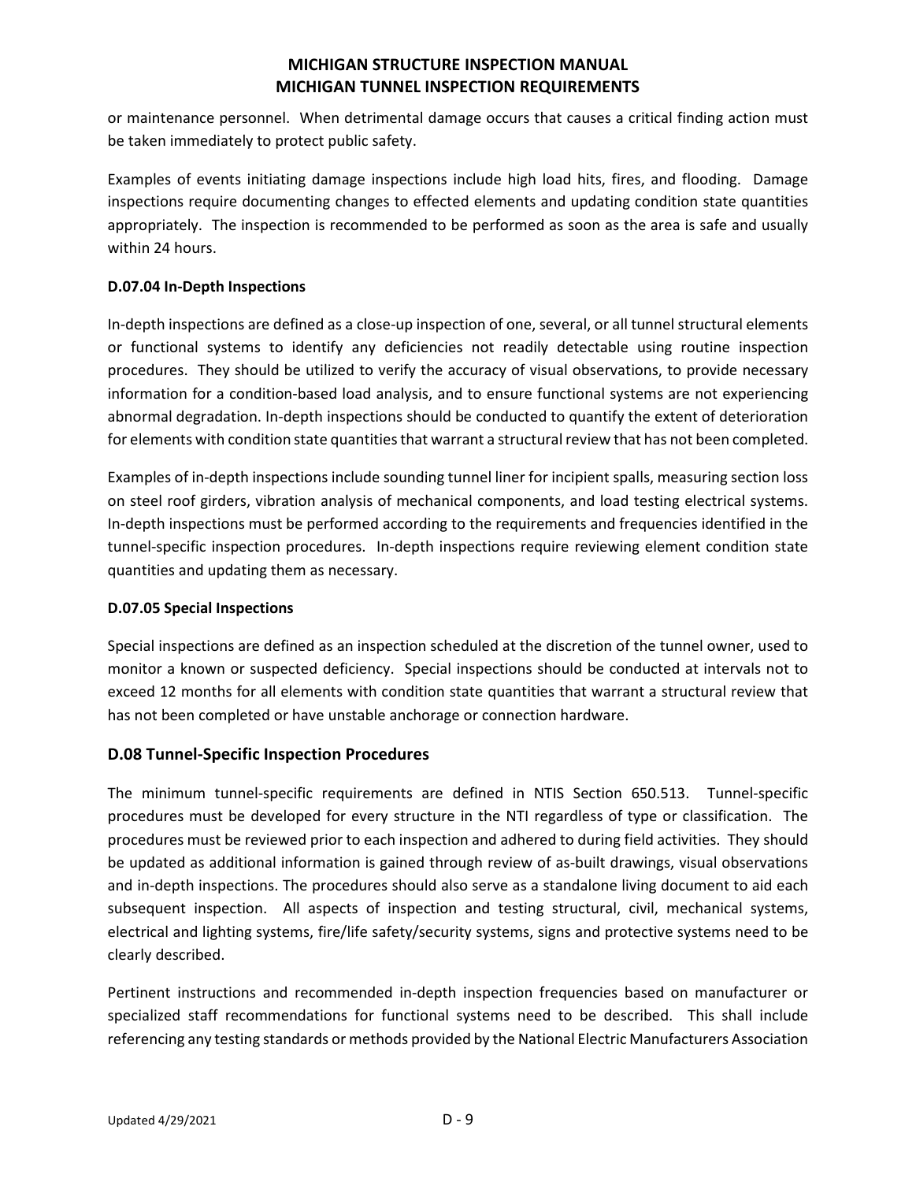or maintenance personnel. When detrimental damage occurs that causes a critical finding action must be taken immediately to protect public safety.

Examples of events initiating damage inspections include high load hits, fires, and flooding. Damage inspections require documenting changes to effected elements and updating condition state quantities appropriately. The inspection is recommended to be performed as soon as the area is safe and usually within 24 hours.

#### D.07.04 In-Depth Inspections

In-depth inspections are defined as a close-up inspection of one, several, or all tunnel structural elements or functional systems to identify any deficiencies not readily detectable using routine inspection procedures. They should be utilized to verify the accuracy of visual observations, to provide necessary information for a condition-based load analysis, and to ensure functional systems are not experiencing abnormal degradation. In-depth inspections should be conducted to quantify the extent of deterioration for elements with condition state quantities that warrant a structural review that has not been completed.

Examples of in-depth inspections include sounding tunnel liner for incipient spalls, measuring section loss on steel roof girders, vibration analysis of mechanical components, and load testing electrical systems. In-depth inspections must be performed according to the requirements and frequencies identified in the tunnel-specific inspection procedures. In-depth inspections require reviewing element condition state quantities and updating them as necessary.

#### D.07.05 Special Inspections

Special inspections are defined as an inspection scheduled at the discretion of the tunnel owner, used to monitor a known or suspected deficiency. Special inspections should be conducted at intervals not to exceed 12 months for all elements with condition state quantities that warrant a structural review that has not been completed or have unstable anchorage or connection hardware.

### D.08 Tunnel-Specific Inspection Procedures

The minimum tunnel-specific requirements are defined in NTIS Section 650.513. Tunnel-specific procedures must be developed for every structure in the NTI regardless of type or classification. The procedures must be reviewed prior to each inspection and adhered to during field activities. They should be updated as additional information is gained through review of as-built drawings, visual observations and in-depth inspections. The procedures should also serve as a standalone living document to aid each subsequent inspection. All aspects of inspection and testing structural, civil, mechanical systems, electrical and lighting systems, fire/life safety/security systems, signs and protective systems need to be clearly described.

Pertinent instructions and recommended in-depth inspection frequencies based on manufacturer or specialized staff recommendations for functional systems need to be described. This shall include referencing any testing standards or methods provided by the National Electric Manufacturers Association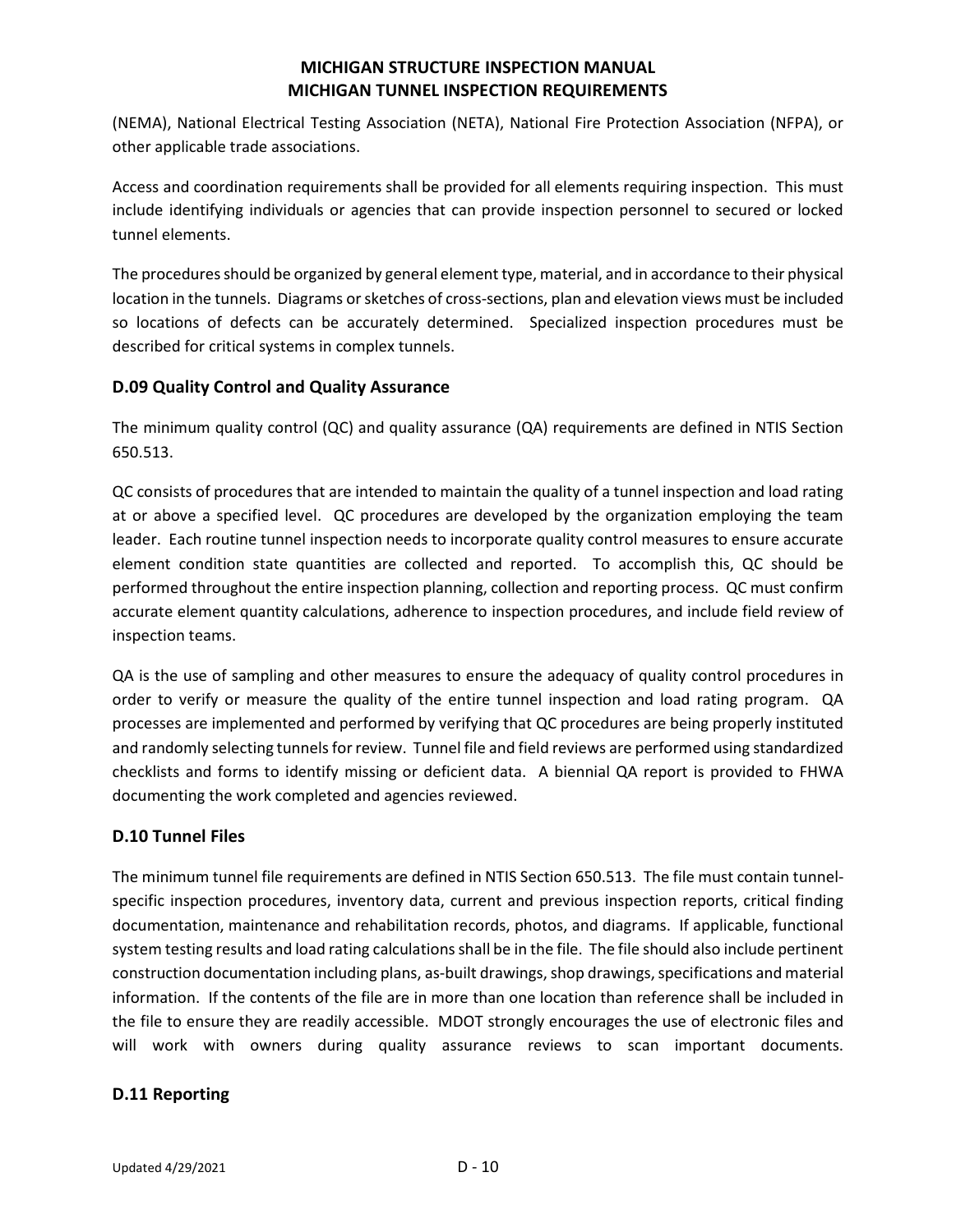(NEMA), National Electrical Testing Association (NETA), National Fire Protection Association (NFPA), or other applicable trade associations.

Access and coordination requirements shall be provided for all elements requiring inspection. This must include identifying individuals or agencies that can provide inspection personnel to secured or locked tunnel elements.

The procedures should be organized by general element type, material, and in accordance to their physical location in the tunnels. Diagrams or sketches of cross-sections, plan and elevation views must be included so locations of defects can be accurately determined. Specialized inspection procedures must be described for critical systems in complex tunnels.

## D.09 Quality Control and Quality Assurance

The minimum quality control (QC) and quality assurance (QA) requirements are defined in NTIS Section 650.513.

QC consists of procedures that are intended to maintain the quality of a tunnel inspection and load rating at or above a specified level. QC procedures are developed by the organization employing the team leader. Each routine tunnel inspection needs to incorporate quality control measures to ensure accurate element condition state quantities are collected and reported. To accomplish this, QC should be performed throughout the entire inspection planning, collection and reporting process. QC must confirm accurate element quantity calculations, adherence to inspection procedures, and include field review of inspection teams.

QA is the use of sampling and other measures to ensure the adequacy of quality control procedures in order to verify or measure the quality of the entire tunnel inspection and load rating program. QA processes are implemented and performed by verifying that QC procedures are being properly instituted and randomly selecting tunnels for review. Tunnel file and field reviews are performed using standardized checklists and forms to identify missing or deficient data. A biennial QA report is provided to FHWA documenting the work completed and agencies reviewed.

## D.10 Tunnel Files

The minimum tunnel file requirements are defined in NTIS Section 650.513. The file must contain tunnel-specific inspection procedures, inventory data, current and previous inspection reports, critical finding documentation, maintenance and rehabilitation records, photos, and diagrams. If applicable, functional system testing results and load rating calculations shall be in the file. The file should also include pertinent construction documentation including plans, as-built drawings, shop drawings, specifications and material information. If the contents of the file are in more than one location than reference shall be included in the file to ensure they are readily accessible. MDOT strongly encourages the use of electronic files and will work with owners during quality assurance reviews to scan important documents.

## D.11 Reporting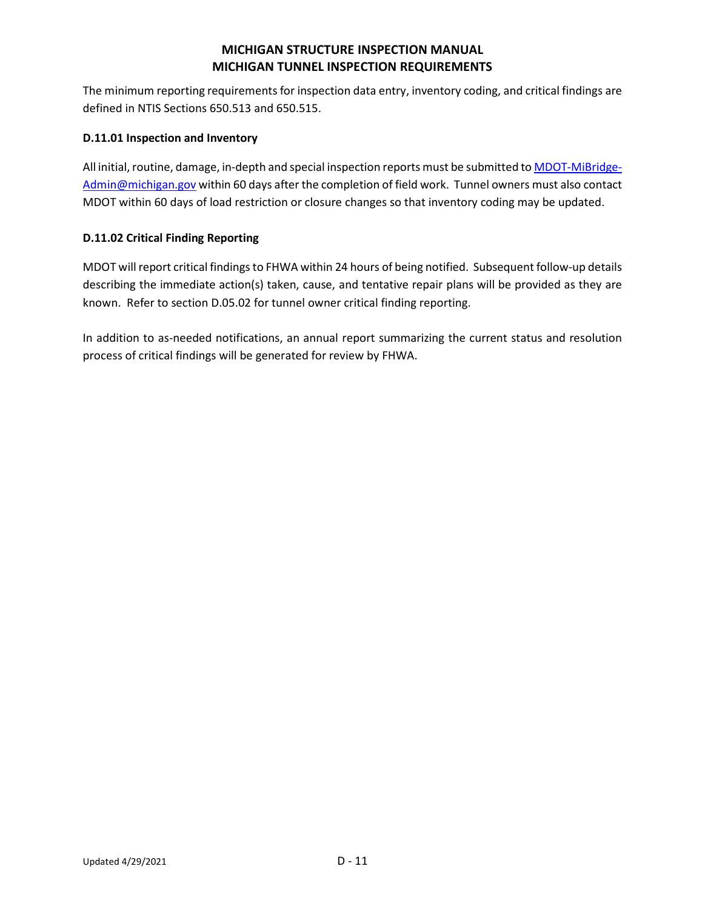The minimum reporting requirements for inspection data entry, inventory coding, and critical findings are defined in NTIS Sections 650.513 and 650.515.

### D.11.01 Inspection and Inventory

All initial, routine, damage, in-depth and special inspection reports must be submitted to MDOT-MiBridge-Admin@michigan.gov within 60 days after the completion of field work. Tunnel owners must also contact MDOT within 60 days of load restriction or closure changes so that inventory coding may be updated.

### D.11.02 Critical Finding Reporting

MDOT will report critical findings to FHWA within 24 hours of being notified. Subsequent follow-up details describing the immediate action(s) taken, cause, and tentative repair plans will be provided as they are known. Refer to section D.05.02 for tunnel owner critical finding reporting.

In addition to as-needed notifications, an annual report summarizing the current status and resolution process of critical findings will be generated for review by FHWA.